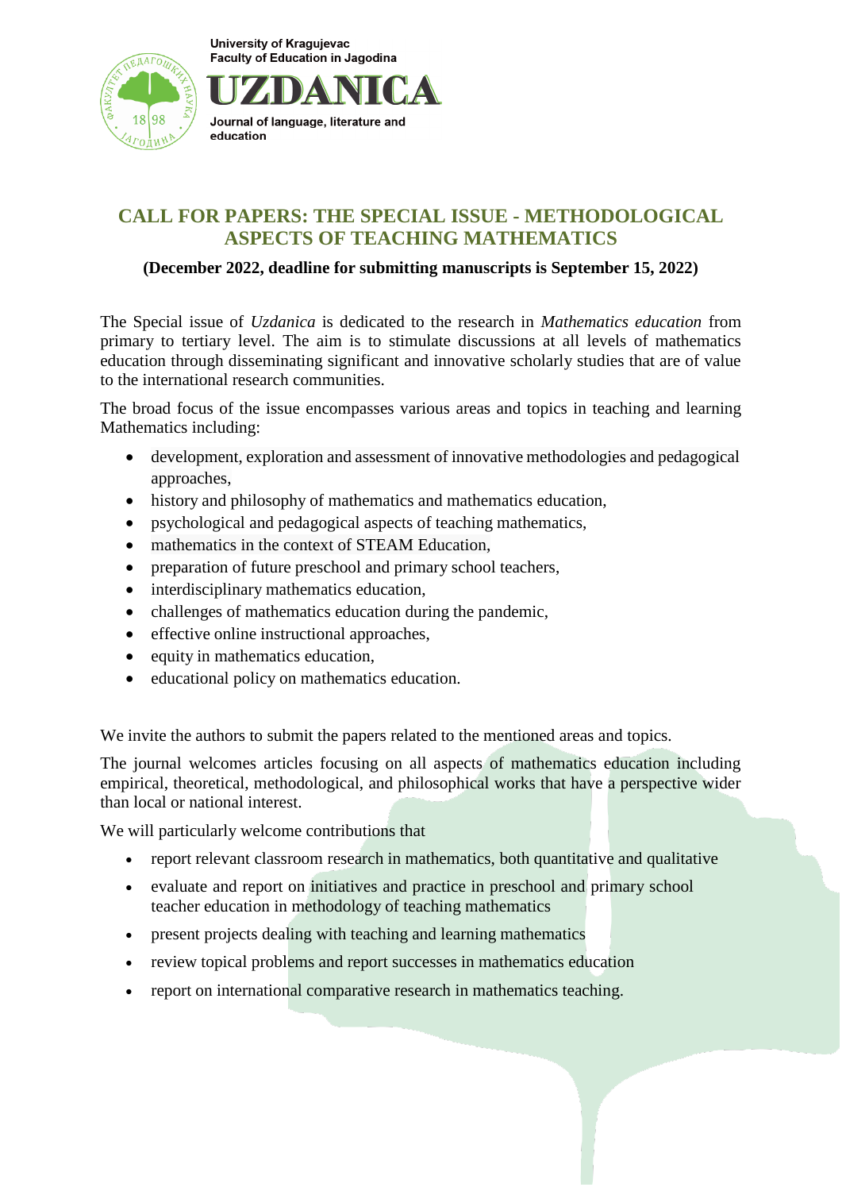University of Kragujevac
Faculty of Education in Jagodina

# UZDANICA

Journal of language, literature and education

## CALL FOR PAPERS: THE SPECIAL ISSUE - METHODOLOGICAL ASPECTS OF TEACHING MATHEMATICS

**(December 2022, deadline for submitting manuscripts is September 15, 2022)**

The Special issue of *Uzdanica* is dedicated to the research in *Mathematics education* from primary to tertiary level. The aim is to stimulate discussions at all levels of mathematics education through disseminating significant and innovative scholarly studies that are of value to the international research communities.

The broad focus of the issue encompasses various areas and topics in teaching and learning Mathematics including:

- development, exploration and assessment of innovative methodologies and pedagogical approaches,
- history and philosophy of mathematics and mathematics education,
- psychological and pedagogical aspects of teaching mathematics,
- mathematics in the context of STEAM Education,
- preparation of future preschool and primary school teachers,
- interdisciplinary mathematics education,
- challenges of mathematics education during the pandemic,
- effective online instructional approaches,
- equity in mathematics education,
- educational policy on mathematics education.

We invite the authors to submit the papers related to the mentioned areas and topics.

The journal welcomes articles focusing on all aspects of mathematics education including empirical, theoretical, methodological, and philosophical works that have a perspective wider than local or national interest.

We will particularly welcome contributions that

- report relevant classroom research in mathematics, both quantitative and qualitative
- evaluate and report on initiatives and practice in preschool and primary school teacher education in methodology of teaching mathematics
- present projects dealing with teaching and learning mathematics
- review topical problems and report successes in mathematics education
- report on international comparative research in mathematics teaching.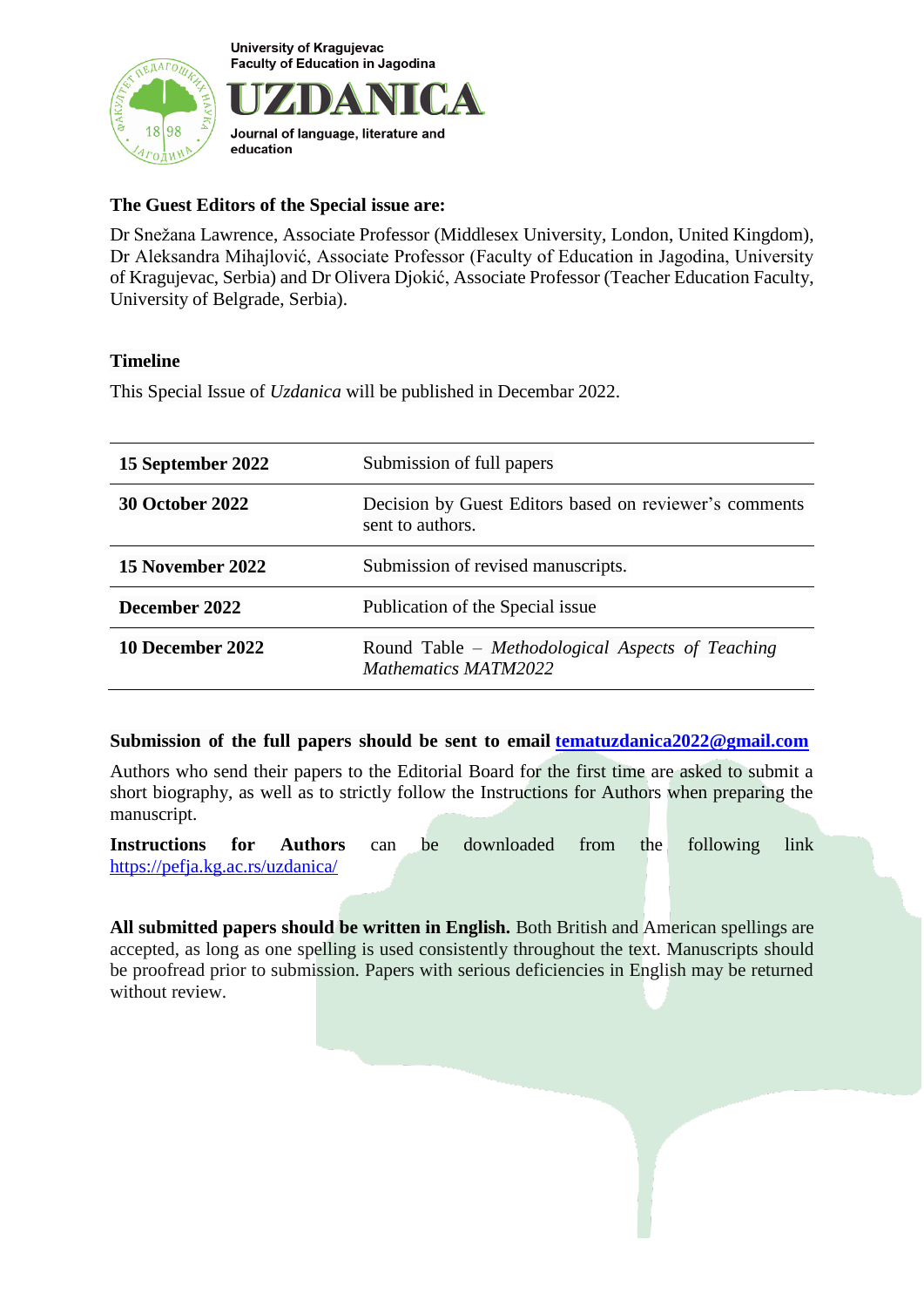**The Guest Editors of the Special issue are:**

Dr Snežana Lawrence, Associate Professor (Middlesex University, London, United Kingdom), Dr Aleksandra Mihajlović, Associate Professor (Faculty of Education in Jagodina, University of Kragujevac, Serbia) and Dr Olivera Djokić, Associate Professor (Teacher Education Faculty, University of Belgrade, Serbia).

**Timeline**

This Special Issue of *Uzdanica* will be published in Decembar 2022.

| | |
|---|---|
| **15 September 2022** | Submission of full papers |
| **30 October 2022** | Decision by Guest Editors based on reviewer's comments sent to authors. |
| **15 November 2022** | Submission of revised manuscripts. |
| **December 2022** | Publication of the Special issue |
| **10 December 2022** | Round Table – *Methodological Aspects of Teaching Mathematics MATM2022* |

**Submission of the full papers should be sent to email [tematuzdanica2022@gmail.com](mailto:tematuzdanica2022@gmail.com)**

Authors who send their papers to the Editorial Board for the first time are asked to submit a short biography, as well as to strictly follow the Instructions for Authors when preparing the manuscript.

**Instructions for Authors** can be downloaded from the following link https://pefja.kg.ac.rs/uzdanica/

**All submitted papers should be written in English.** Both British and American spellings are accepted, as long as one spelling is used consistently throughout the text. Manuscripts should be proofread prior to submission. Papers with serious deficiencies in English may be returned without review.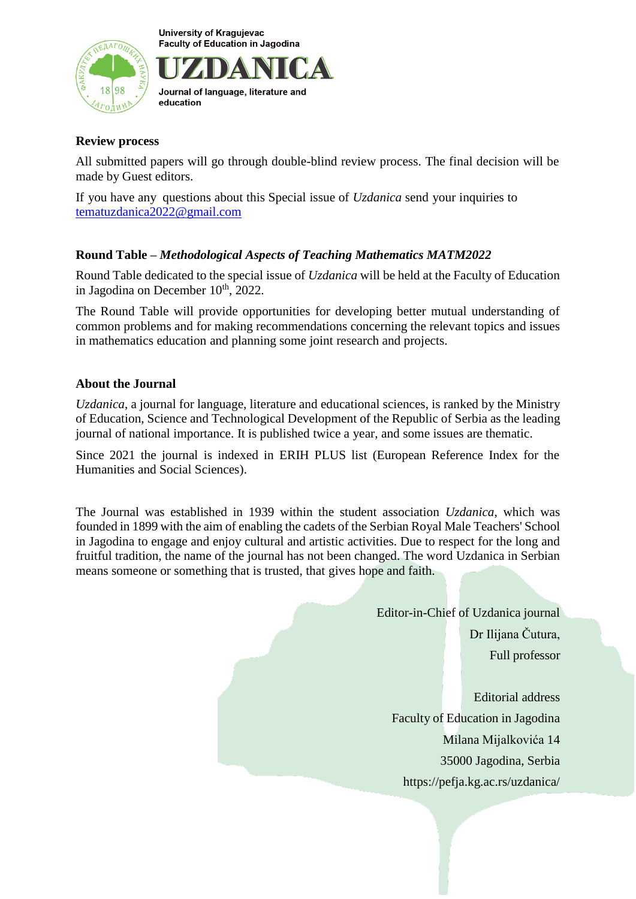University of Kragujevac
Faculty of Education in Jagodina

# UZDANICA

Journal of language, literature and education

**Review process**

All submitted papers will go through double-blind review process. The final decision will be made by Guest editors.

If you have any questions about this Special issue of *Uzdanica* send your inquiries to tematuzdanica2022@gmail.com

**Round Table – *Methodological Aspects of Teaching Mathematics MATM2022***

Round Table dedicated to the special issue of *Uzdanica* will be held at the Faculty of Education in Jagodina on December 10th, 2022.

The Round Table will provide opportunities for developing better mutual understanding of common problems and for making recommendations concerning the relevant topics and issues in mathematics education and planning some joint research and projects.

**About the Journal**

*Uzdanica*, a journal for language, literature and educational sciences, is ranked by the Ministry of Education, Science and Technological Development of the Republic of Serbia as the leading journal of national importance. It is published twice a year, and some issues are thematic.

Since 2021 the journal is indexed in ERIH PLUS list (European Reference Index for the Humanities and Social Sciences).

The Journal was established in 1939 within the student association *Uzdanica*, which was founded in 1899 with the aim of enabling the cadets of the Serbian Royal Male Teachers' School in Jagodina to engage and enjoy cultural and artistic activities. Due to respect for the long and fruitful tradition, the name of the journal has not been changed. The word Uzdanica in Serbian means someone or something that is trusted, that gives hope and faith.

Editor-in-Chief of Uzdanica journal
Dr Ilijana Čutura,
Full professor

Editorial address
Faculty of Education in Jagodina
Milana Mijalkovića 14
35000 Jagodina, Serbia
https://pefja.kg.ac.rs/uzdanica/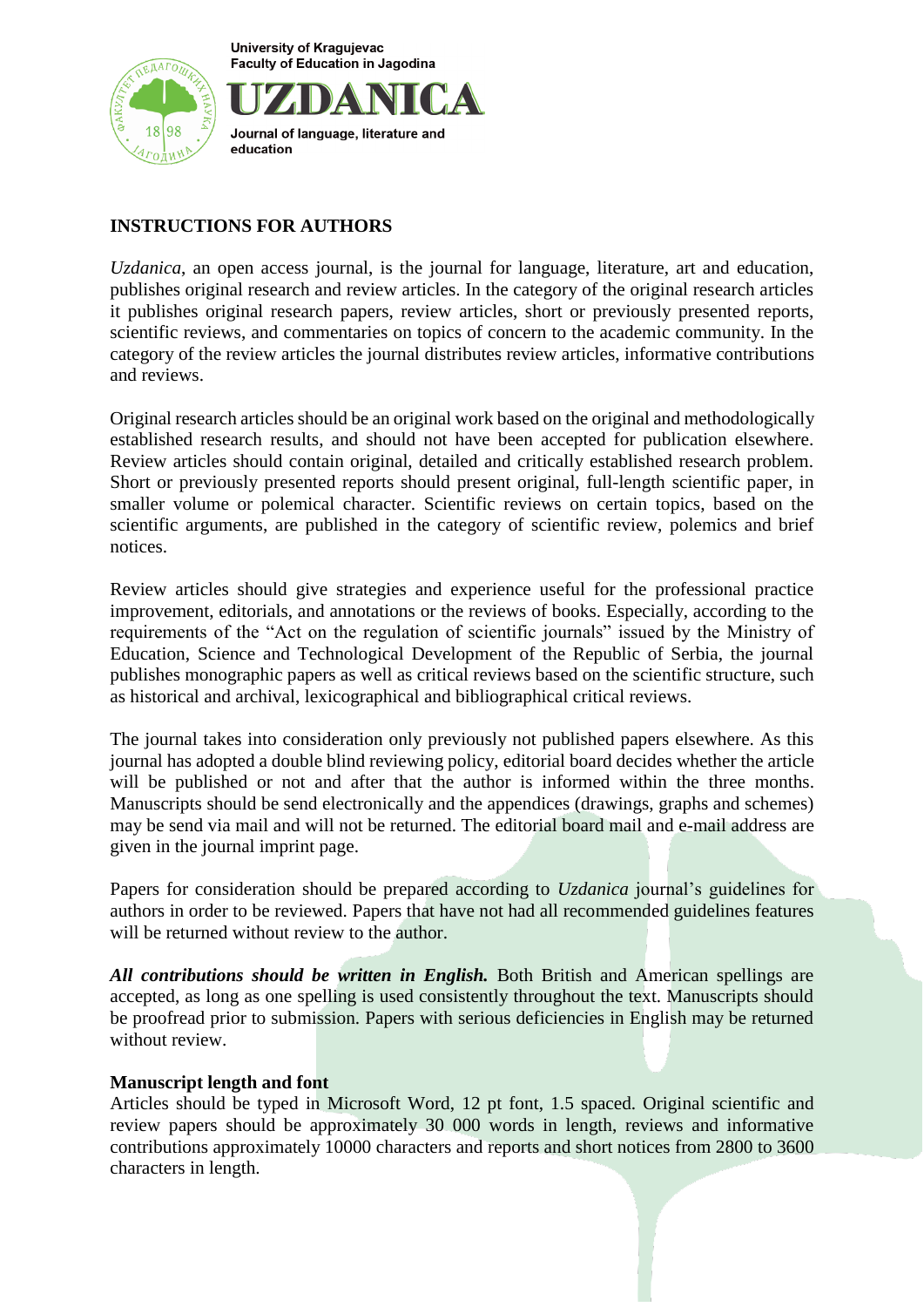University of Kragujevac
Faculty of Education in Jagodina

# UZDANICA

Journal of language, literature and education

## INSTRUCTIONS FOR AUTHORS

*Uzdanica*, an open access journal, is the journal for language, literature, art and education, publishes original research and review articles. In the category of the original research articles it publishes original research papers, review articles, short or previously presented reports, scientific reviews, and commentaries on topics of concern to the academic community. In the category of the review articles the journal distributes review articles, informative contributions and reviews.

Original research articles should be an original work based on the original and methodologically established research results, and should not have been accepted for publication elsewhere. Review articles should contain original, detailed and critically established research problem. Short or previously presented reports should present original, full-length scientific paper, in smaller volume or polemical character. Scientific reviews on certain topics, based on the scientific arguments, are published in the category of scientific review, polemics and brief notices.

Review articles should give strategies and experience useful for the professional practice improvement, editorials, and annotations or the reviews of books. Especially, according to the requirements of the "Act on the regulation of scientific journals" issued by the Ministry of Education, Science and Technological Development of the Republic of Serbia, the journal publishes monographic papers as well as critical reviews based on the scientific structure, such as historical and archival, lexicographical and bibliographical critical reviews.

The journal takes into consideration only previously not published papers elsewhere. As this journal has adopted a double blind reviewing policy, editorial board decides whether the article will be published or not and after that the author is informed within the three months. Manuscripts should be send electronically and the appendices (drawings, graphs and schemes) may be send via mail and will not be returned. The editorial board mail and e-mail address are given in the journal imprint page.

Papers for consideration should be prepared according to *Uzdanica* journal's guidelines for authors in order to be reviewed. Papers that have not had all recommended guidelines features will be returned without review to the author.

***All contributions should be written in English.*** Both British and American spellings are accepted, as long as one spelling is used consistently throughout the text. Manuscripts should be proofread prior to submission. Papers with serious deficiencies in English may be returned without review.

**Manuscript length and font**

Articles should be typed in Microsoft Word, 12 pt font, 1.5 spaced. Original scientific and review papers should be approximately 30 000 words in length, reviews and informative contributions approximately 10000 characters and reports and short notices from 2800 to 3600 characters in length.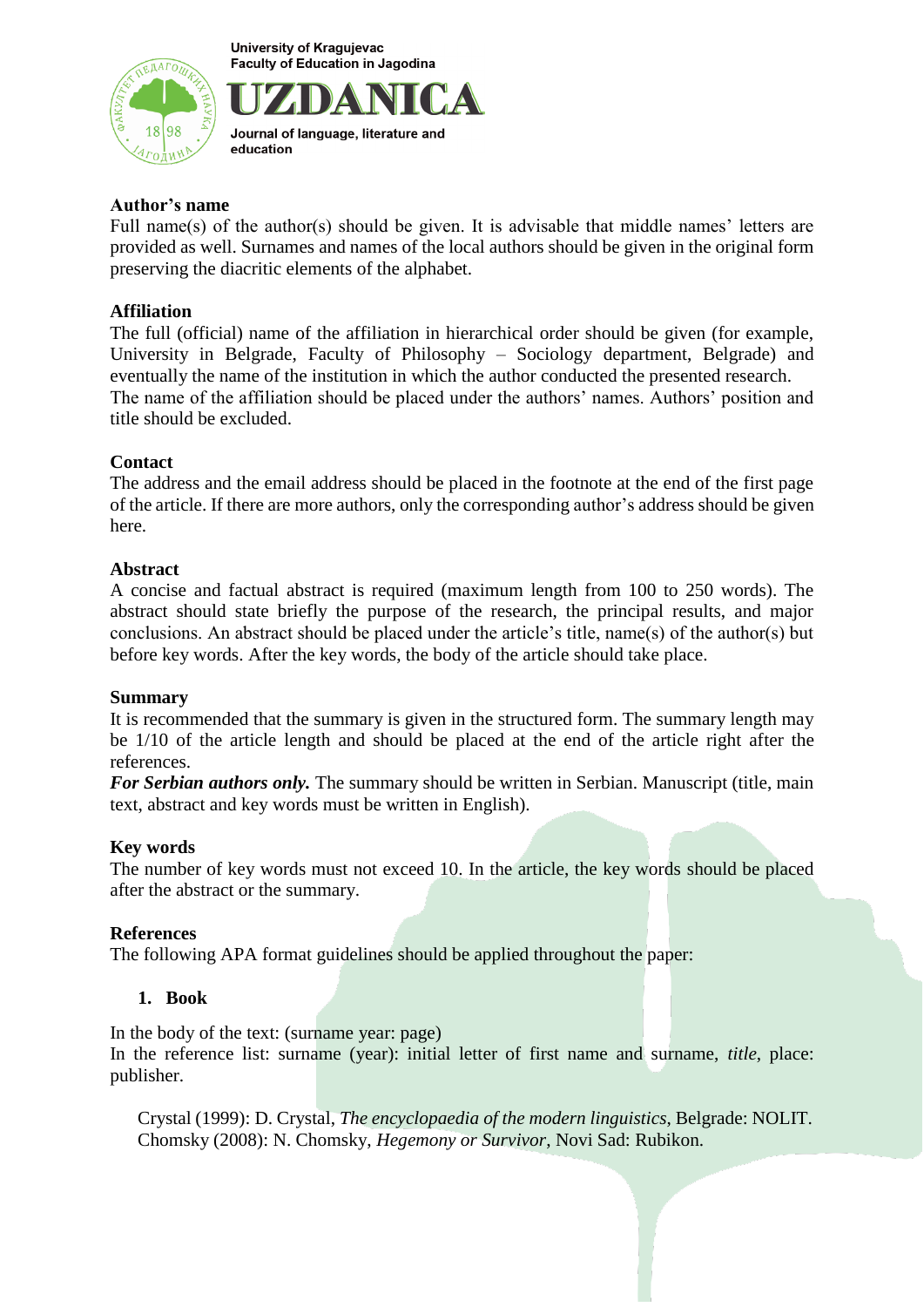**Author's name**

Full name(s) of the author(s) should be given. It is advisable that middle names' letters are provided as well. Surnames and names of the local authors should be given in the original form preserving the diacritic elements of the alphabet.

**Affiliation**

The full (official) name of the affiliation in hierarchical order should be given (for example, University in Belgrade, Faculty of Philosophy – Sociology department, Belgrade) and eventually the name of the institution in which the author conducted the presented research. The name of the affiliation should be placed under the authors' names. Authors' position and title should be excluded.

**Contact**

The address and the email address should be placed in the footnote at the end of the first page of the article. If there are more authors, only the corresponding author's address should be given here.

**Abstract**

A concise and factual abstract is required (maximum length from 100 to 250 words). The abstract should state briefly the purpose of the research, the principal results, and major conclusions. An abstract should be placed under the article's title, name(s) of the author(s) but before key words. After the key words, the body of the article should take place.

**Summary**

It is recommended that the summary is given in the structured form. The summary length may be 1/10 of the article length and should be placed at the end of the article right after the references.

***For Serbian authors only.*** The summary should be written in Serbian. Manuscript (title, main text, abstract and key words must be written in English).

**Key words**

The number of key words must not exceed 10. In the article, the key words should be placed after the abstract or the summary.

**References**

The following APA format guidelines should be applied throughout the paper:

1. **Book**

In the body of the text: (surname year: page)
In the reference list: surname (year): initial letter of first name and surname, *title*, place: publisher.

Crystal (1999): D. Crystal, *The encyclopaedia of the modern linguistics*, Belgrade: NOLIT.
Chomsky (2008): N. Chomsky, *Hegemony or Survivor*, Novi Sad: Rubikon.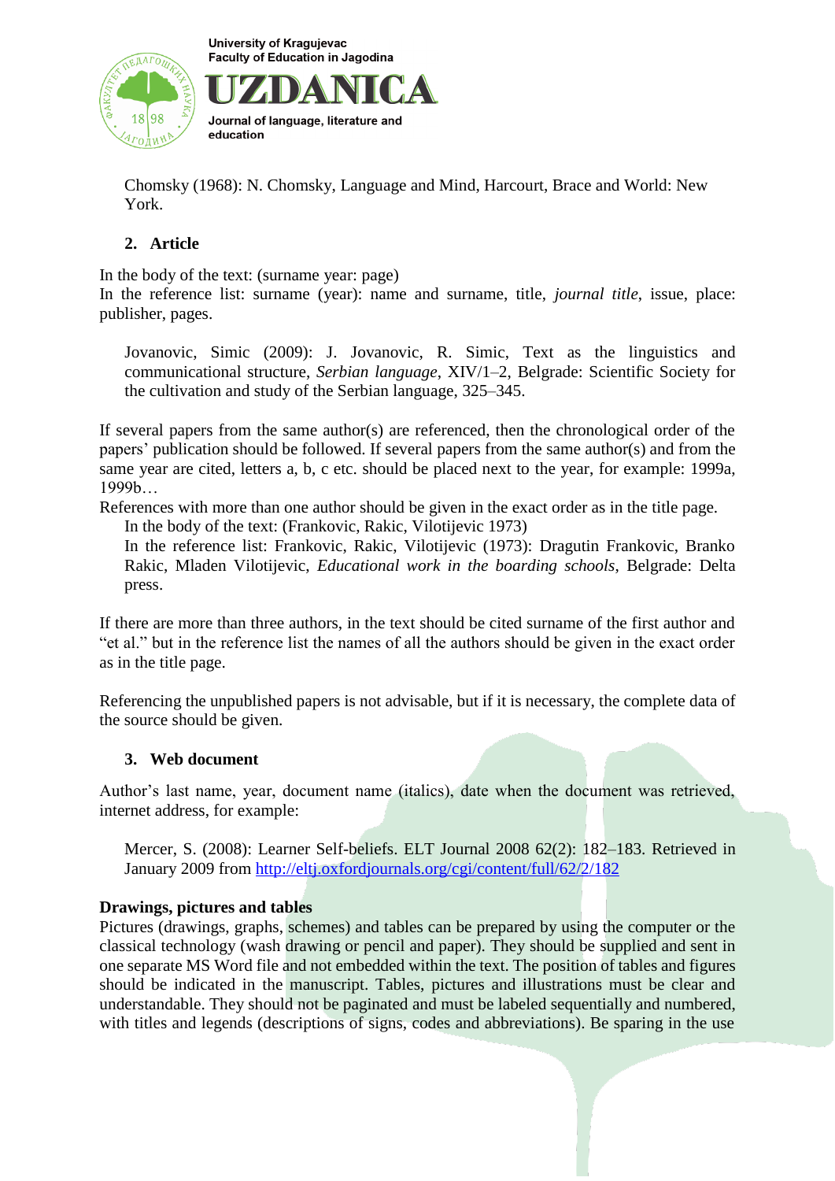Chomsky (1968): N. Chomsky, Language and Mind, Harcourt, Brace and World: New York.

2. **Article**

In the body of the text: (surname year: page)
In the reference list: surname (year): name and surname, title, *journal title*, issue, place: publisher, pages.

> Jovanovic, Simic (2009): J. Jovanovic, R. Simic, Text as the linguistics and communicational structure, *Serbian language*, XIV/1–2, Belgrade: Scientific Society for the cultivation and study of the Serbian language, 325–345.

If several papers from the same author(s) are referenced, then the chronological order of the papers' publication should be followed. If several papers from the same author(s) and from the same year are cited, letters a, b, c etc. should be placed next to the year, for example: 1999a, 1999b…
References with more than one author should be given in the exact order as in the title page.

> In the body of the text: (Frankovic, Rakic, Vilotijevic 1973)
> In the reference list: Frankovic, Rakic, Vilotijevic (1973): Dragutin Frankovic, Branko Rakic, Mladen Vilotijevic, *Educational work in the boarding schools*, Belgrade: Delta press.

If there are more than three authors, in the text should be cited surname of the first author and "et al." but in the reference list the names of all the authors should be given in the exact order as in the title page.

Referencing the unpublished papers is not advisable, but if it is necessary, the complete data of the source should be given.

3. **Web document**

Author's last name, year, document name (italics), date when the document was retrieved, internet address, for example:

> Mercer, S. (2008): Learner Self-beliefs. ELT Journal 2008 62(2): 182–183. Retrieved in January 2009 from http://eltj.oxfordjournals.org/cgi/content/full/62/2/182

**Drawings, pictures and tables**
Pictures (drawings, graphs, schemes) and tables can be prepared by using the computer or the classical technology (wash drawing or pencil and paper). They should be supplied and sent in one separate MS Word file and not embedded within the text. The position of tables and figures should be indicated in the manuscript. Tables, pictures and illustrations must be clear and understandable. They should not be paginated and must be labeled sequentially and numbered, with titles and legends (descriptions of signs, codes and abbreviations). Be sparing in the use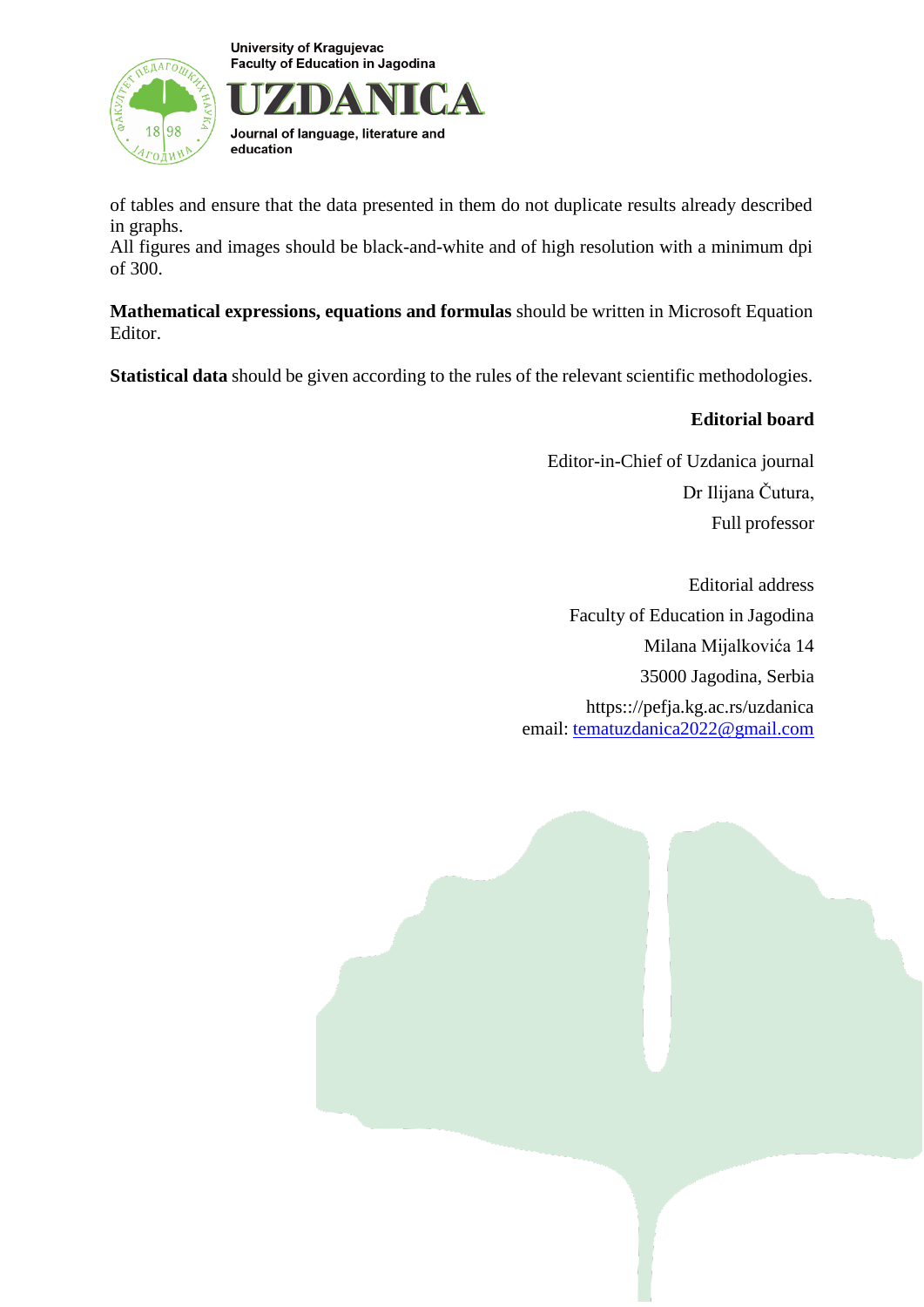of tables and ensure that the data presented in them do not duplicate results already described in graphs.
All figures and images should be black-and-white and of high resolution with a minimum dpi of 300.

**Mathematical expressions, equations and formulas** should be written in Microsoft Equation Editor.

**Statistical data** should be given according to the rules of the relevant scientific methodologies.

**Editorial board**

Editor-in-Chief of Uzdanica journal
Dr Ilijana Čutura,
Full professor

Editorial address
Faculty of Education in Jagodina
Milana Mijalkovića 14
35000 Jagodina, Serbia
https:://pefja.kg.ac.rs/uzdanica
email: tematuzdanica2022@gmail.com